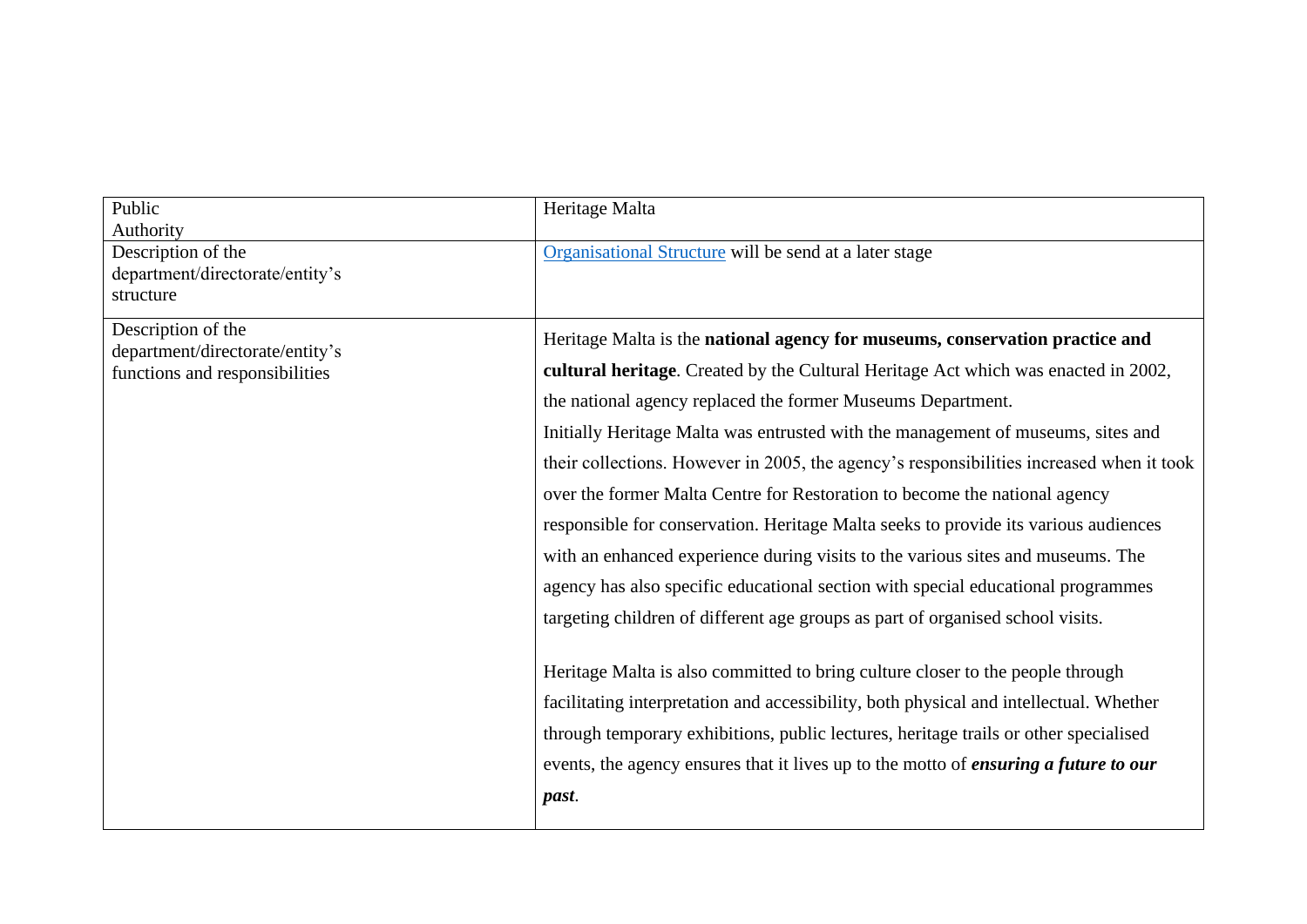| Public Authority | Heritage Malta |
|---|---|
| Description of the department/directorate/entity's structure | Organisational Structure will be send at a later stage |
| Description of the department/directorate/entity's functions and responsibilities | Heritage Malta is the **national agency for museums, conservation practice and cultural heritage**. Created by the Cultural Heritage Act which was enacted in 2002, the national agency replaced the former Museums Department.<br>Initially Heritage Malta was entrusted with the management of museums, sites and their collections. However in 2005, the agency's responsibilities increased when it took over the former Malta Centre for Restoration to become the national agency responsible for conservation. Heritage Malta seeks to provide its various audiences with an enhanced experience during visits to the various sites and museums. The agency has also specific educational section with special educational programmes targeting children of different age groups as part of organised school visits.<br><br>Heritage Malta is also committed to bring culture closer to the people through facilitating interpretation and accessibility, both physical and intellectual. Whether through temporary exhibitions, public lectures, heritage trails or other specialised events, the agency ensures that it lives up to the motto of ***ensuring a future to our past***. |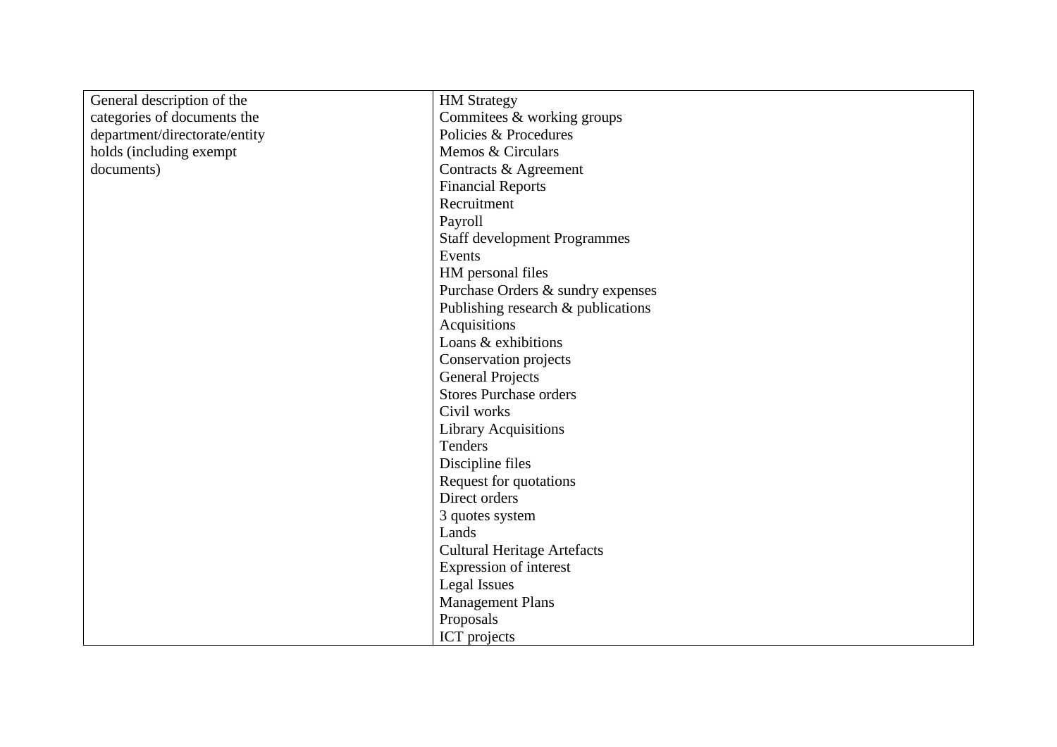| General description of the categories of documents the department/directorate/entity holds (including exempt documents) | HM Strategy<br>Commitees & working groups<br>Policies & Procedures<br>Memos & Circulars<br>Contracts & Agreement<br>Financial Reports<br>Recruitment<br>Payroll<br>Staff development Programmes<br>Events<br>HM personal files<br>Purchase Orders & sundry expenses<br>Publishing research & publications<br>Acquisitions<br>Loans & exhibitions<br>Conservation projects<br>General Projects<br>Stores Purchase orders<br>Civil works<br>Library Acquisitions<br>Tenders<br>Discipline files<br>Request for quotations<br>Direct orders<br>3 quotes system<br>Lands<br>Cultural Heritage Artefacts<br>Expression of interest<br>Legal Issues<br>Management Plans<br>Proposals<br>ICT projects |
|---|---|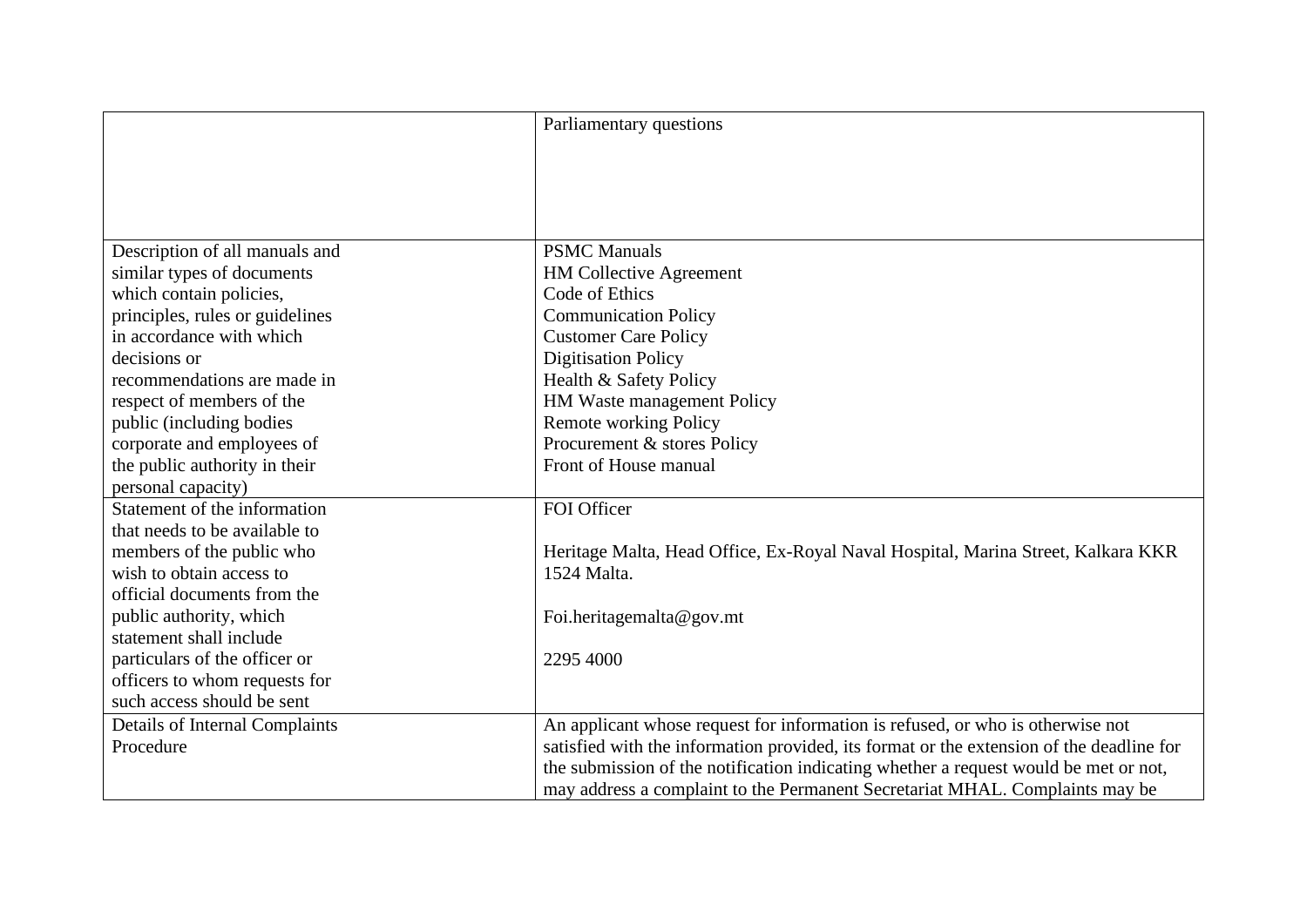| | |
|---|---|
| | Parliamentary questions |
| Description of all manuals and similar types of documents which contain policies, principles, rules or guidelines in accordance with which decisions or recommendations are made in respect of members of the public (including bodies corporate and employees of the public authority in their personal capacity) | PSMC Manuals<br>HM Collective Agreement<br>Code of Ethics<br>Communication Policy<br>Customer Care Policy<br>Digitisation Policy<br>Health & Safety Policy<br>HM Waste management Policy<br>Remote working Policy<br>Procurement & stores Policy<br>Front of House manual |
| Statement of the information that needs to be available to members of the public who wish to obtain access to official documents from the public authority, which statement shall include particulars of the officer or officers to whom requests for such access should be sent | FOI Officer<br><br>Heritage Malta, Head Office, Ex-Royal Naval Hospital, Marina Street, Kalkara KKR 1524 Malta.<br><br>Foi.heritagemalta@gov.mt<br><br>2295 4000 |
| Details of Internal Complaints Procedure | An applicant whose request for information is refused, or who is otherwise not satisfied with the information provided, its format or the extension of the deadline for the submission of the notification indicating whether a request would be met or not, may address a complaint to the Permanent Secretariat MHAL. Complaints may be |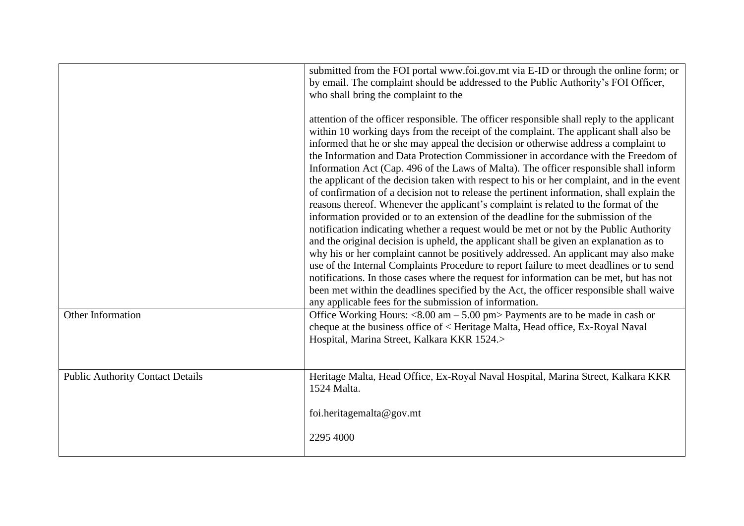| | |
|---|---|
| | submitted from the FOI portal www.foi.gov.mt via E-ID or through the online form; or by email. The complaint should be addressed to the Public Authority's FOI Officer, who shall bring the complaint to the<br><br>attention of the officer responsible. The officer responsible shall reply to the applicant within 10 working days from the receipt of the complaint. The applicant shall also be informed that he or she may appeal the decision or otherwise address a complaint to the Information and Data Protection Commissioner in accordance with the Freedom of Information Act (Cap. 496 of the Laws of Malta). The officer responsible shall inform the applicant of the decision taken with respect to his or her complaint, and in the event of confirmation of a decision not to release the pertinent information, shall explain the reasons thereof. Whenever the applicant's complaint is related to the format of the information provided or to an extension of the deadline for the submission of the notification indicating whether a request would be met or not by the Public Authority and the original decision is upheld, the applicant shall be given an explanation as to why his or her complaint cannot be positively addressed. An applicant may also make use of the Internal Complaints Procedure to report failure to meet deadlines or to send notifications. In those cases where the request for information can be met, but has not been met within the deadlines specified by the Act, the officer responsible shall waive any applicable fees for the submission of information. |
| Other Information | Office Working Hours: <8.00 am – 5.00 pm> Payments are to be made in cash or cheque at the business office of < Heritage Malta, Head office, Ex-Royal Naval Hospital, Marina Street, Kalkara KKR 1524.> |
| Public Authority Contact Details | Heritage Malta, Head Office, Ex-Royal Naval Hospital, Marina Street, Kalkara KKR 1524 Malta.<br><br>foi.heritagemalta@gov.mt<br><br>2295 4000 |